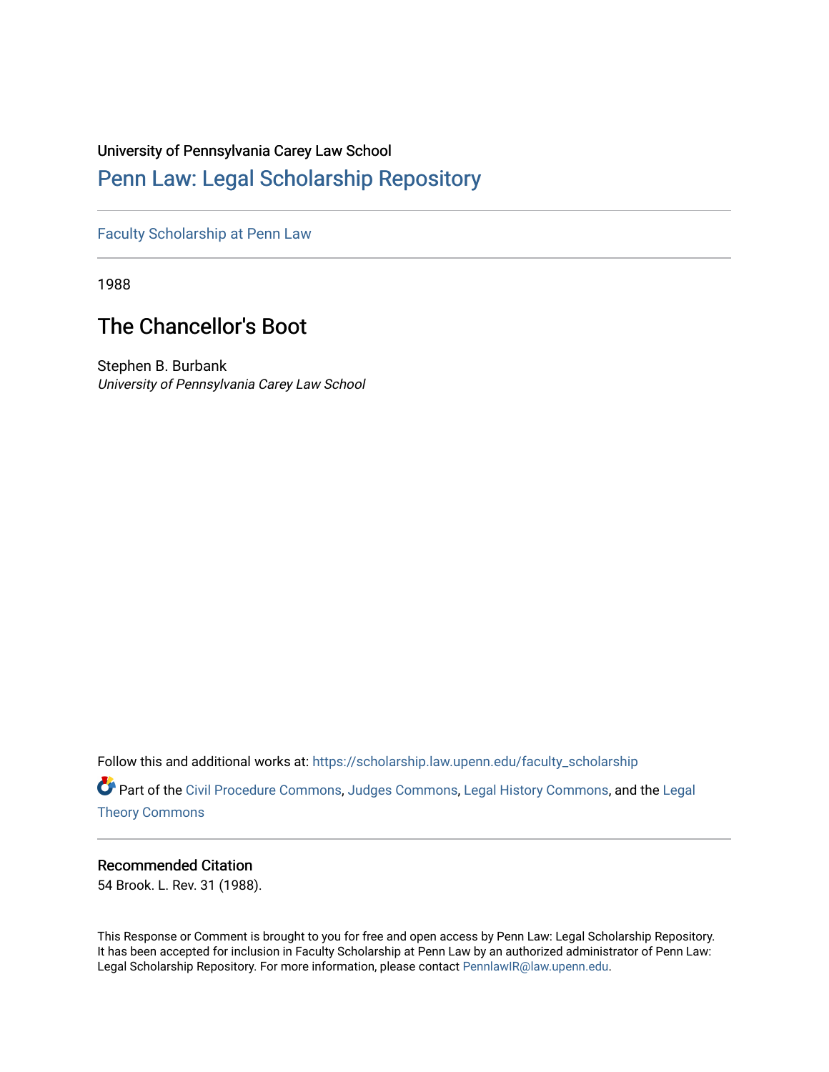University of Pennsylvania Carey Law School

# Penn Law: Legal Scholarship Repository

Faculty Scholarship at Penn Law

1988

## The Chancellor's Boot

Stephen B. Burbank
*University of Pennsylvania Carey Law School*

Follow this and additional works at: https://scholarship.law.upenn.edu/faculty_scholarship

Part of the Civil Procedure Commons, Judges Commons, Legal History Commons, and the Legal Theory Commons

### Recommended Citation

54 Brook. L. Rev. 31 (1988).

This Response or Comment is brought to you for free and open access by Penn Law: Legal Scholarship Repository. It has been accepted for inclusion in Faculty Scholarship at Penn Law by an authorized administrator of Penn Law: Legal Scholarship Repository. For more information, please contact PennlawIR@law.upenn.edu.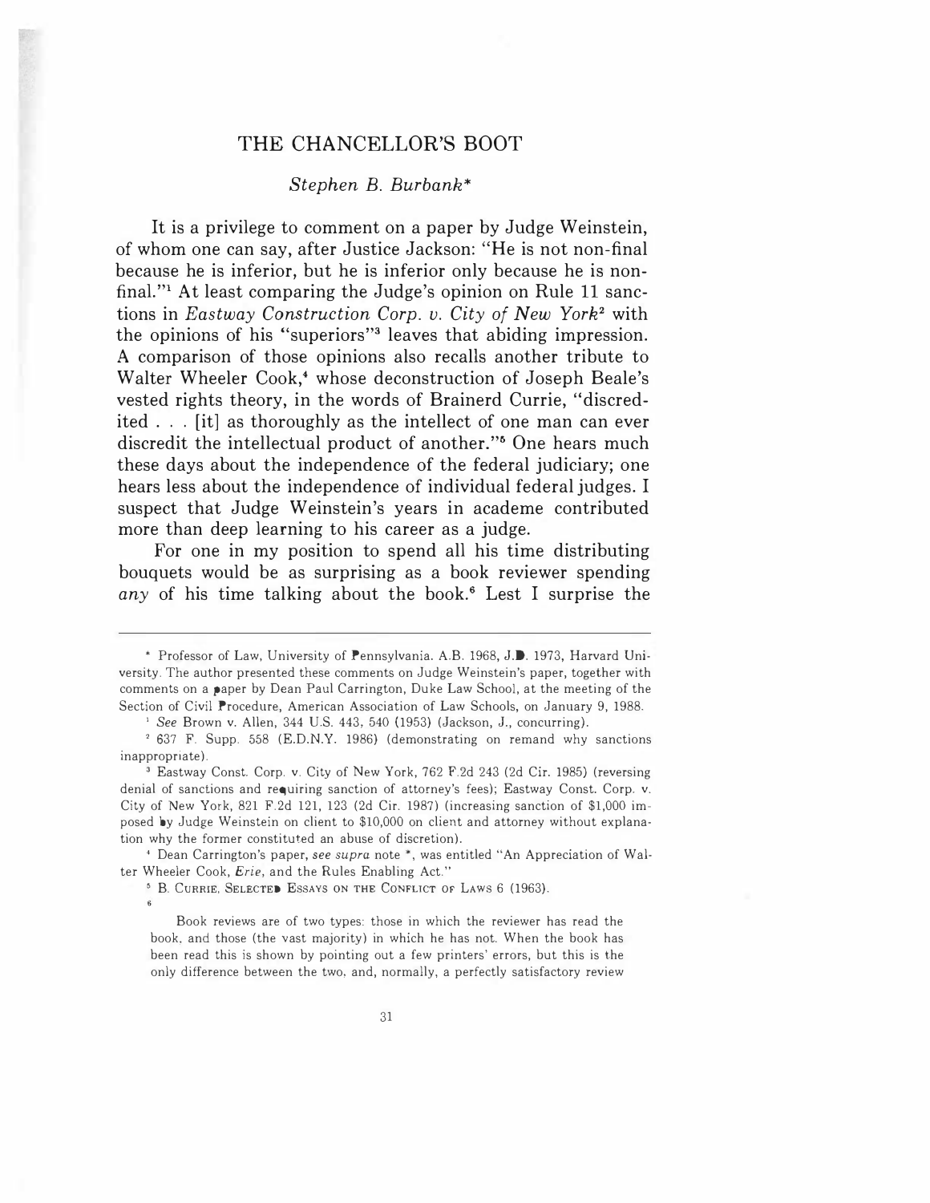# THE CHANCELLOR'S BOOT

*Stephen B. Burbank**

It is a privilege to comment on a paper by Judge Weinstein, of whom one can say, after Justice Jackson: "He is not non-final because he is inferior, but he is inferior only because he is non-final."[1] At least comparing the Judge's opinion on Rule 11 sanctions in *Eastway Construction Corp. v. City of New York*[2] with the opinions of his "superiors"[3] leaves that abiding impression. A comparison of those opinions also recalls another tribute to Walter Wheeler Cook,[4] whose deconstruction of Joseph Beale's vested rights theory, in the words of Brainerd Currie, "discredited . . . [it] as thoroughly as the intellect of one man can ever discredit the intellectual product of another."[5] One hears much these days about the independence of the federal judiciary; one hears less about the independence of individual federal judges. I suspect that Judge Weinstein's years in academe contributed more than deep learning to his career as a judge.

For one in my position to spend all his time distributing bouquets would be as surprising as a book reviewer spending *any* of his time talking about the book.[6] Lest I surprise the

---

\* Professor of Law, University of Pennsylvania. A.B. 1968, J.D. 1973, Harvard University. The author presented these comments on Judge Weinstein's paper, together with comments on a paper by Dean Paul Carrington, Duke Law School, at the meeting of the Section of Civil Procedure, American Association of Law Schools, on January 9, 1988.

[1] *See* Brown v. Allen, 344 U.S. 443, 540 (1953) (Jackson, J., concurring).

[2] 637 F. Supp. 558 (E.D.N.Y. 1986) (demonstrating on remand why sanctions inappropriate).

[3] Eastway Const. Corp. v. City of New York, 762 F.2d 243 (2d Cir. 1985) (reversing denial of sanctions and requiring sanction of attorney's fees); Eastway Const. Corp. v. City of New York, 821 F.2d 121, 123 (2d Cir. 1987) (increasing sanction of $1,000 imposed by Judge Weinstein on client to $10,000 on client and attorney without explanation why the former constituted an abuse of discretion).

[4] Dean Carrington's paper, *see supra* note *, was entitled "An Appreciation of Walter Wheeler Cook, *Erie*, and the Rules Enabling Act."

[5] B. Currie, Selected Essays on the Conflict of Laws 6 (1963).

[6]

> Book reviews are of two types: those in which the reviewer has read the book, and those (the vast majority) in which he has not. When the book has been read this is shown by pointing out a few printers' errors, but this is the only difference between the two, and, normally, a perfectly satisfactory review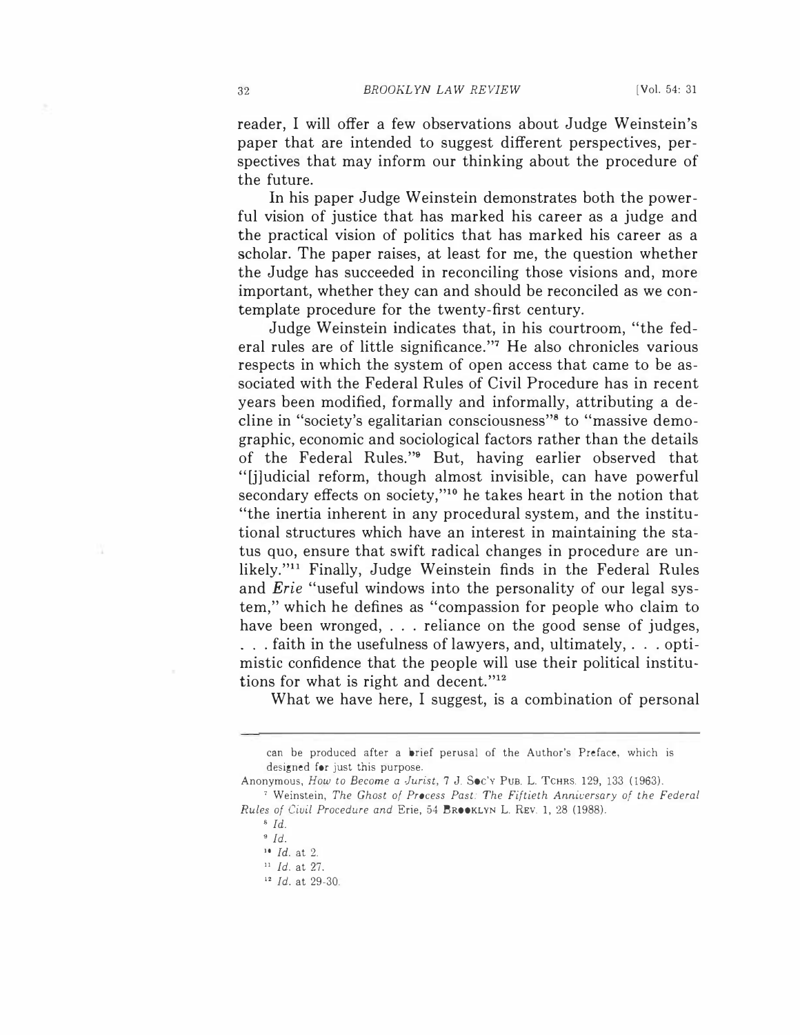reader, I will offer a few observations about Judge Weinstein's paper that are intended to suggest different perspectives, perspectives that may inform our thinking about the procedure of the future.

In his paper Judge Weinstein demonstrates both the powerful vision of justice that has marked his career as a judge and the practical vision of politics that has marked his career as a scholar. The paper raises, at least for me, the question whether the Judge has succeeded in reconciling those visions and, more important, whether they can and should be reconciled as we contemplate procedure for the twenty-first century.

Judge Weinstein indicates that, in his courtroom, "the federal rules are of little significance."[7] He also chronicles various respects in which the system of open access that came to be associated with the Federal Rules of Civil Procedure has in recent years been modified, formally and informally, attributing a decline in "society's egalitarian consciousness"[8] to "massive demographic, economic and sociological factors rather than the details of the Federal Rules."[9] But, having earlier observed that "[j]udicial reform, though almost invisible, can have powerful secondary effects on society,"[10] he takes heart in the notion that "the inertia inherent in any procedural system, and the institutional structures which have an interest in maintaining the status quo, ensure that swift radical changes in procedure are unlikely."[11] Finally, Judge Weinstein finds in the Federal Rules and *Erie* "useful windows into the personality of our legal system," which he defines as "compassion for people who claim to have been wronged, . . . reliance on the good sense of judges, . . . faith in the usefulness of lawyers, and, ultimately, . . . optimistic confidence that the people will use their political institutions for what is right and decent."[12]

What we have here, I suggest, is a combination of personal

---

can be produced after a brief perusal of the Author's Preface, which is designed for just this purpose.

Anonymous, *How to Become a Jurist*, 7 J. Soc'y Pub. L. Tchrs. 129, 133 (1963).

[7] Weinstein, *The Ghost of Process Past: The Fiftieth Anniversary of the Federal Rules of Civil Procedure and* Erie, 54 Brooklyn L. Rev. 1, 28 (1988).

[8] *Id.*

[9] *Id.*

[10] *Id.* at 2.

[11] *Id.* at 27.

[12] *Id.* at 29-30.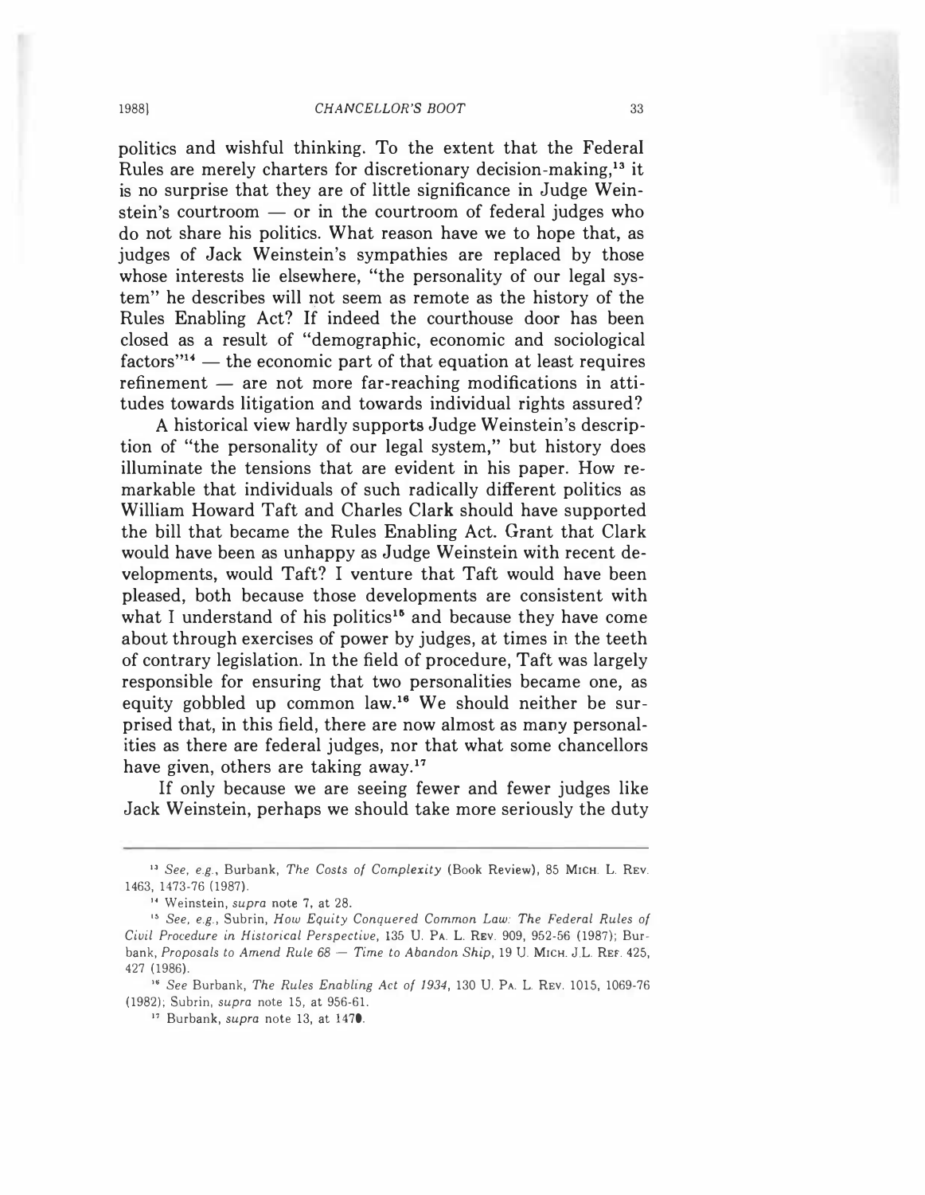politics and wishful thinking. To the extent that the Federal Rules are merely charters for discretionary decision-making,[13] it is no surprise that they are of little significance in Judge Weinstein's courtroom — or in the courtroom of federal judges who do not share his politics. What reason have we to hope that, as judges of Jack Weinstein's sympathies are replaced by those whose interests lie elsewhere, "the personality of our legal system" he describes will not seem as remote as the history of the Rules Enabling Act? If indeed the courthouse door has been closed as a result of "demographic, economic and sociological factors"[14] — the economic part of that equation at least requires refinement — are not more far-reaching modifications in attitudes towards litigation and towards individual rights assured?

A historical view hardly supports Judge Weinstein's description of "the personality of our legal system," but history does illuminate the tensions that are evident in his paper. How remarkable that individuals of such radically different politics as William Howard Taft and Charles Clark should have supported the bill that became the Rules Enabling Act. Grant that Clark would have been as unhappy as Judge Weinstein with recent developments, would Taft? I venture that Taft would have been pleased, both because those developments are consistent with what I understand of his politics[15] and because they have come about through exercises of power by judges, at times in the teeth of contrary legislation. In the field of procedure, Taft was largely responsible for ensuring that two personalities became one, as equity gobbled up common law.[16] We should neither be surprised that, in this field, there are now almost as many personalities as there are federal judges, nor that what some chancellors have given, others are taking away.[17]

If only because we are seeing fewer and fewer judges like Jack Weinstein, perhaps we should take more seriously the duty

---

[13] *See, e.g.*, Burbank, *The Costs of Complexity* (Book Review), 85 MICH. L. REV. 1463, 1473-76 (1987).

[14] Weinstein, *supra* note 7, at 28.

[15] *See, e.g.*, Subrin, *How Equity Conquered Common Law: The Federal Rules of Civil Procedure in Historical Perspective*, 135 U. PA. L. REV. 909, 952-56 (1987); Burbank, *Proposals to Amend Rule 68 — Time to Abandon Ship*, 19 U. MICH. J.L. REF. 425, 427 (1986).

[16] *See* Burbank, *The Rules Enabling Act of 1934*, 130 U. PA. L. REV. 1015, 1069-76 (1982); Subrin, *supra* note 15, at 956-61.

[17] Burbank, *supra* note 13, at 1470.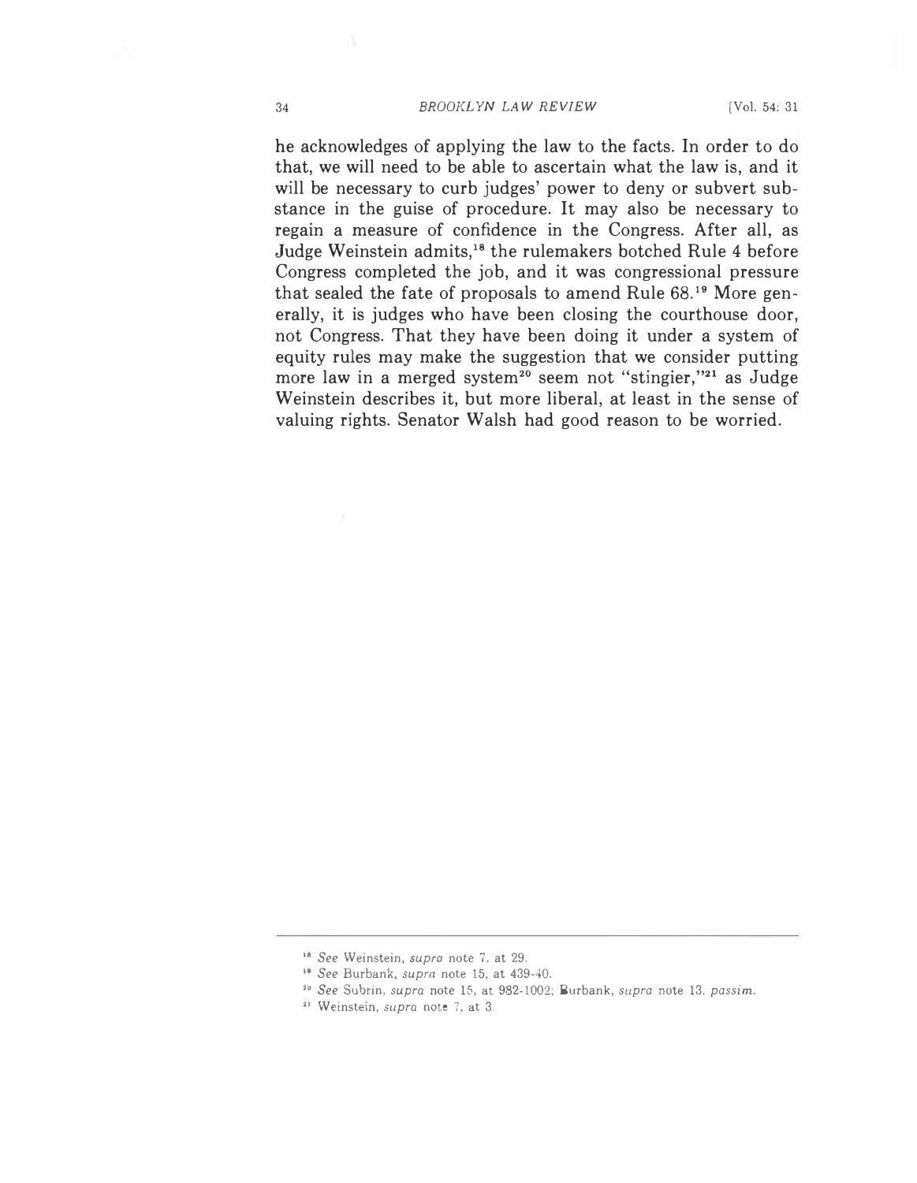he acknowledges of applying the law to the facts. In order to do that, we will need to be able to ascertain what the law is, and it will be necessary to curb judges' power to deny or subvert substance in the guise of procedure. It may also be necessary to regain a measure of confidence in the Congress. After all, as Judge Weinstein admits,[18] the rulemakers botched Rule 4 before Congress completed the job, and it was congressional pressure that sealed the fate of proposals to amend Rule 68.[19] More generally, it is judges who have been closing the courthouse door, not Congress. That they have been doing it under a system of equity rules may make the suggestion that we consider putting more law in a merged system[20] seem not "stingier,"[21] as Judge Weinstein describes it, but more liberal, at least in the sense of valuing rights. Senator Walsh had good reason to be worried.

---

[18] *See* Weinstein, *supra* note 7, at 29.

[19] *See* Burbank, *supra* note 15, at 439-40.

[20] *See* Subrin, *supra* note 15, at 982-1002; Burbank, *supra* note 13, *passim*.

[21] Weinstein, *supra* note 7, at 3.